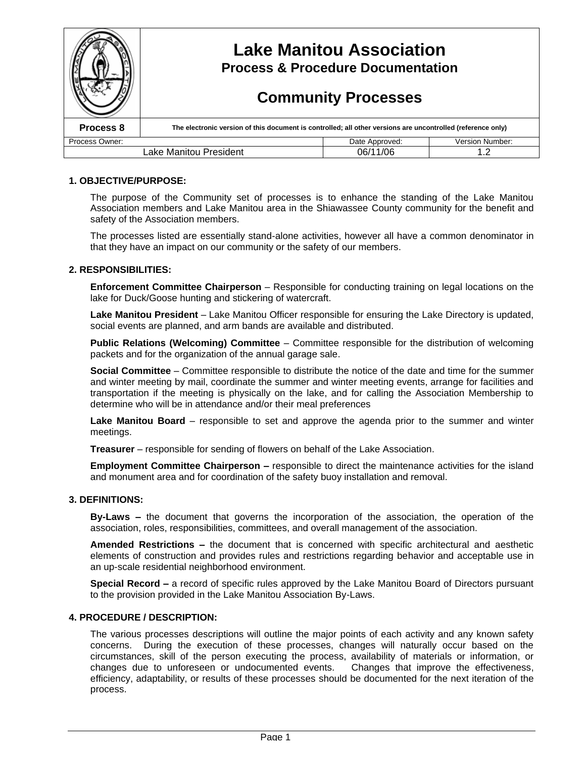# Lake Manitou Association

## Process & Procedure Documentation

## Community Processes

| | | | |
|---|---|---|---|
| **Process 8** | **The electronic version of this document is controlled; all other versions are uncontrolled (reference only)** | | |
| Process Owner: | | Date Approved: | Version Number: |
| Lake Manitou President | | 06/11/06 | 1.2 |

### 1. OBJECTIVE/PURPOSE:

The purpose of the Community set of processes is to enhance the standing of the Lake Manitou Association members and Lake Manitou area in the Shiawassee County community for the benefit and safety of the Association members.

The processes listed are essentially stand-alone activities, however all have a common denominator in that they have an impact on our community or the safety of our members.

### 2. RESPONSIBILITIES:

**Enforcement Committee Chairperson** – Responsible for conducting training on legal locations on the lake for Duck/Goose hunting and stickering of watercraft.

**Lake Manitou President** – Lake Manitou Officer responsible for ensuring the Lake Directory is updated, social events are planned, and arm bands are available and distributed.

**Public Relations (Welcoming) Committee** – Committee responsible for the distribution of welcoming packets and for the organization of the annual garage sale.

**Social Committee** – Committee responsible to distribute the notice of the date and time for the summer and winter meeting by mail, coordinate the summer and winter meeting events, arrange for facilities and transportation if the meeting is physically on the lake, and for calling the Association Membership to determine who will be in attendance and/or their meal preferences

**Lake Manitou Board** – responsible to set and approve the agenda prior to the summer and winter meetings.

**Treasurer** – responsible for sending of flowers on behalf of the Lake Association.

**Employment Committee Chairperson –** responsible to direct the maintenance activities for the island and monument area and for coordination of the safety buoy installation and removal.

### 3. DEFINITIONS:

**By-Laws –** the document that governs the incorporation of the association, the operation of the association, roles, responsibilities, committees, and overall management of the association.

**Amended Restrictions –** the document that is concerned with specific architectural and aesthetic elements of construction and provides rules and restrictions regarding behavior and acceptable use in an up-scale residential neighborhood environment.

**Special Record –** a record of specific rules approved by the Lake Manitou Board of Directors pursuant to the provision provided in the Lake Manitou Association By-Laws.

### 4. PROCEDURE / DESCRIPTION:

The various processes descriptions will outline the major points of each activity and any known safety concerns. During the execution of these processes, changes will naturally occur based on the circumstances, skill of the person executing the process, availability of materials or information, or changes due to unforeseen or undocumented events. Changes that improve the effectiveness, efficiency, adaptability, or results of these processes should be documented for the next iteration of the process.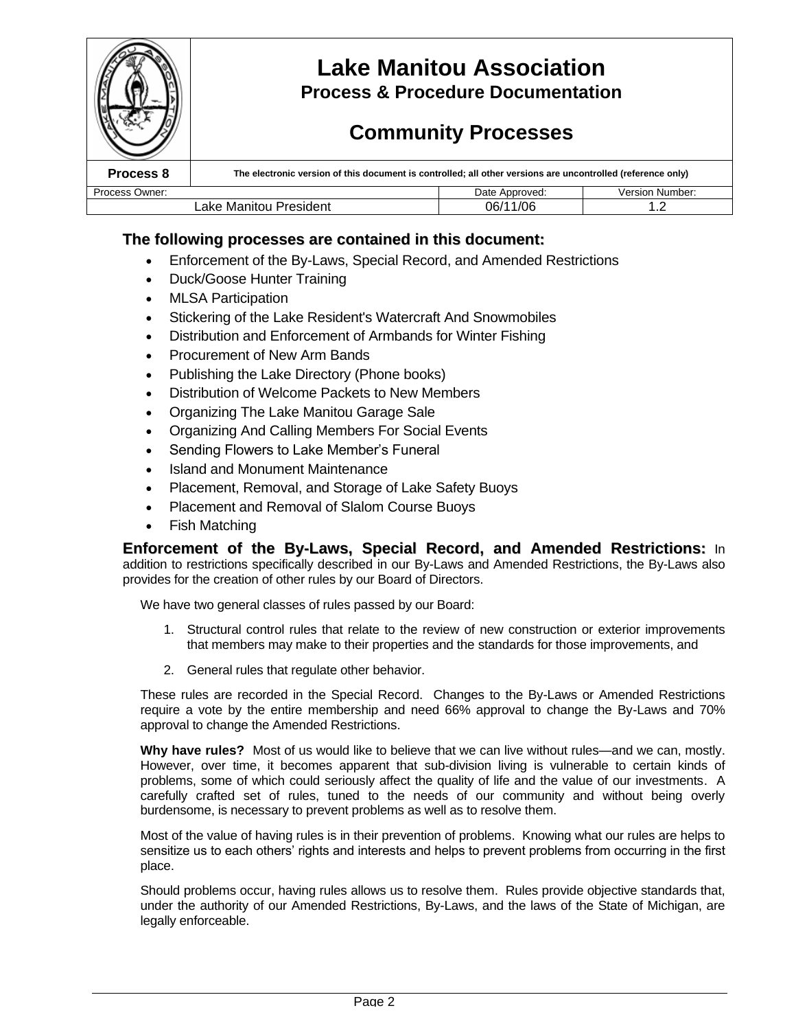# Lake Manitou Association
## Process & Procedure Documentation
## Community Processes

| | | | |
|---|---|---|---|
| **Process 8** | **The electronic version of this document is controlled; all other versions are uncontrolled (reference only)** | | |
| Process Owner: | | Date Approved: | Version Number: |
| Lake Manitou President | | 06/11/06 | 1.2 |

### The following processes are contained in this document:

- Enforcement of the By-Laws, Special Record, and Amended Restrictions
- Duck/Goose Hunter Training
- MLSA Participation
- Stickering of the Lake Resident's Watercraft And Snowmobiles
- Distribution and Enforcement of Armbands for Winter Fishing
- Procurement of New Arm Bands
- Publishing the Lake Directory (Phone books)
- Distribution of Welcome Packets to New Members
- Organizing The Lake Manitou Garage Sale
- Organizing And Calling Members For Social Events
- Sending Flowers to Lake Member's Funeral
- Island and Monument Maintenance
- Placement, Removal, and Storage of Lake Safety Buoys
- Placement and Removal of Slalom Course Buoys
- Fish Matching

**Enforcement of the By-Laws, Special Record, and Amended Restrictions:** In addition to restrictions specifically described in our By-Laws and Amended Restrictions, the By-Laws also provides for the creation of other rules by our Board of Directors.

We have two general classes of rules passed by our Board:

1. Structural control rules that relate to the review of new construction or exterior improvements that members may make to their properties and the standards for those improvements, and
2. General rules that regulate other behavior.

These rules are recorded in the Special Record. Changes to the By-Laws or Amended Restrictions require a vote by the entire membership and need 66% approval to change the By-Laws and 70% approval to change the Amended Restrictions.

**Why have rules?** Most of us would like to believe that we can live without rules—and we can, mostly. However, over time, it becomes apparent that sub-division living is vulnerable to certain kinds of problems, some of which could seriously affect the quality of life and the value of our investments. A carefully crafted set of rules, tuned to the needs of our community and without being overly burdensome, is necessary to prevent problems as well as to resolve them.

Most of the value of having rules is in their prevention of problems. Knowing what our rules are helps to sensitize us to each others' rights and interests and helps to prevent problems from occurring in the first place.

Should problems occur, having rules allows us to resolve them. Rules provide objective standards that, under the authority of our Amended Restrictions, By-Laws, and the laws of the State of Michigan, are legally enforceable.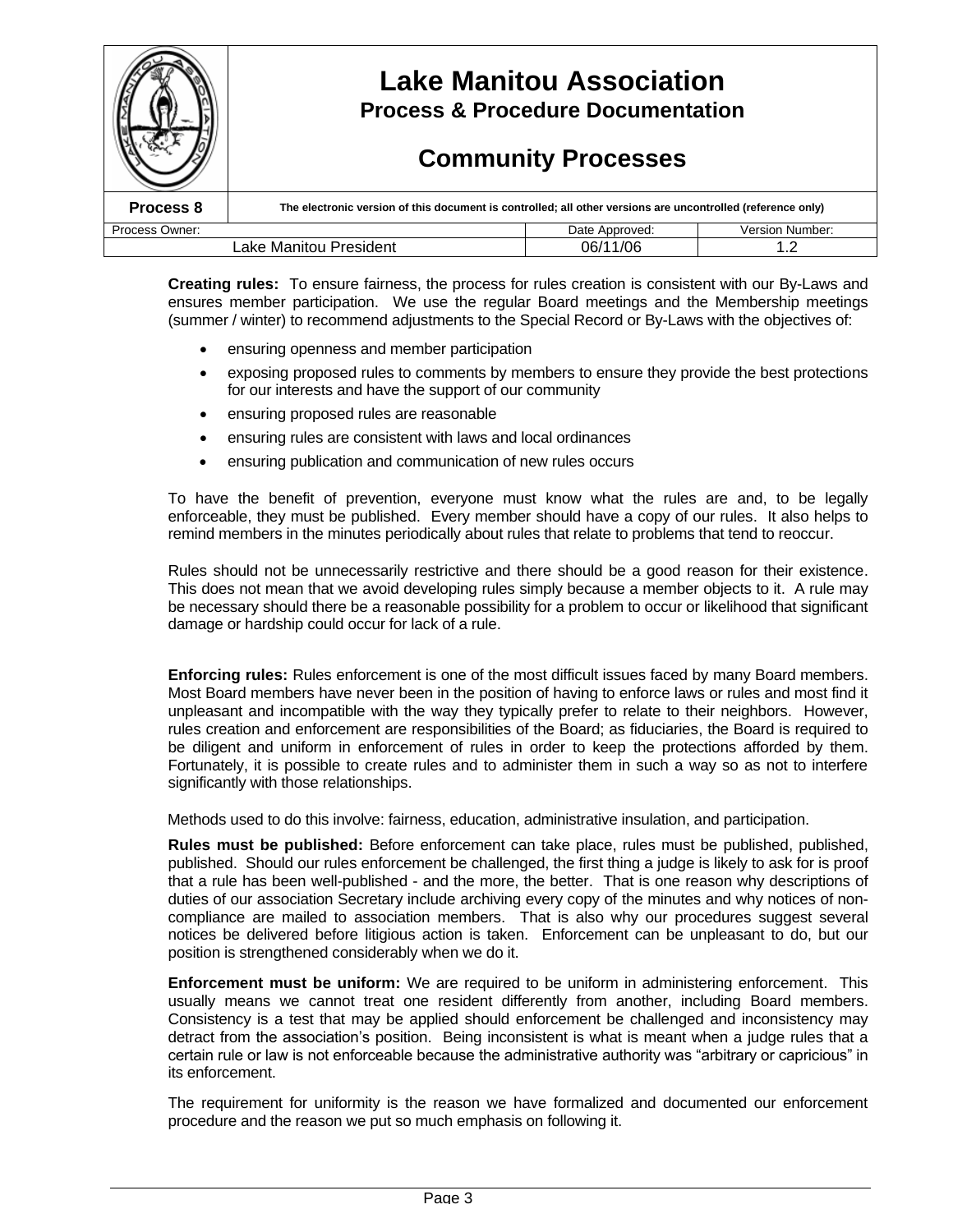**Creating rules:** To ensure fairness, the process for rules creation is consistent with our By-Laws and ensures member participation. We use the regular Board meetings and the Membership meetings (summer / winter) to recommend adjustments to the Special Record or By-Laws with the objectives of:

- ensuring openness and member participation
- exposing proposed rules to comments by members to ensure they provide the best protections for our interests and have the support of our community
- ensuring proposed rules are reasonable
- ensuring rules are consistent with laws and local ordinances
- ensuring publication and communication of new rules occurs

To have the benefit of prevention, everyone must know what the rules are and, to be legally enforceable, they must be published. Every member should have a copy of our rules. It also helps to remind members in the minutes periodically about rules that relate to problems that tend to reoccur.

Rules should not be unnecessarily restrictive and there should be a good reason for their existence. This does not mean that we avoid developing rules simply because a member objects to it. A rule may be necessary should there be a reasonable possibility for a problem to occur or likelihood that significant damage or hardship could occur for lack of a rule.

**Enforcing rules:** Rules enforcement is one of the most difficult issues faced by many Board members. Most Board members have never been in the position of having to enforce laws or rules and most find it unpleasant and incompatible with the way they typically prefer to relate to their neighbors. However, rules creation and enforcement are responsibilities of the Board; as fiduciaries, the Board is required to be diligent and uniform in enforcement of rules in order to keep the protections afforded by them. Fortunately, it is possible to create rules and to administer them in such a way so as not to interfere significantly with those relationships.

Methods used to do this involve: fairness, education, administrative insulation, and participation.

**Rules must be published:** Before enforcement can take place, rules must be published, published, published. Should our rules enforcement be challenged, the first thing a judge is likely to ask for is proof that a rule has been well-published - and the more, the better. That is one reason why descriptions of duties of our association Secretary include archiving every copy of the minutes and why notices of non-compliance are mailed to association members. That is also why our procedures suggest several notices be delivered before litigious action is taken. Enforcement can be unpleasant to do, but our position is strengthened considerably when we do it.

**Enforcement must be uniform:** We are required to be uniform in administering enforcement. This usually means we cannot treat one resident differently from another, including Board members. Consistency is a test that may be applied should enforcement be challenged and inconsistency may detract from the association's position. Being inconsistent is what is meant when a judge rules that a certain rule or law is not enforceable because the administrative authority was "arbitrary or capricious" in its enforcement.

The requirement for uniformity is the reason we have formalized and documented our enforcement procedure and the reason we put so much emphasis on following it.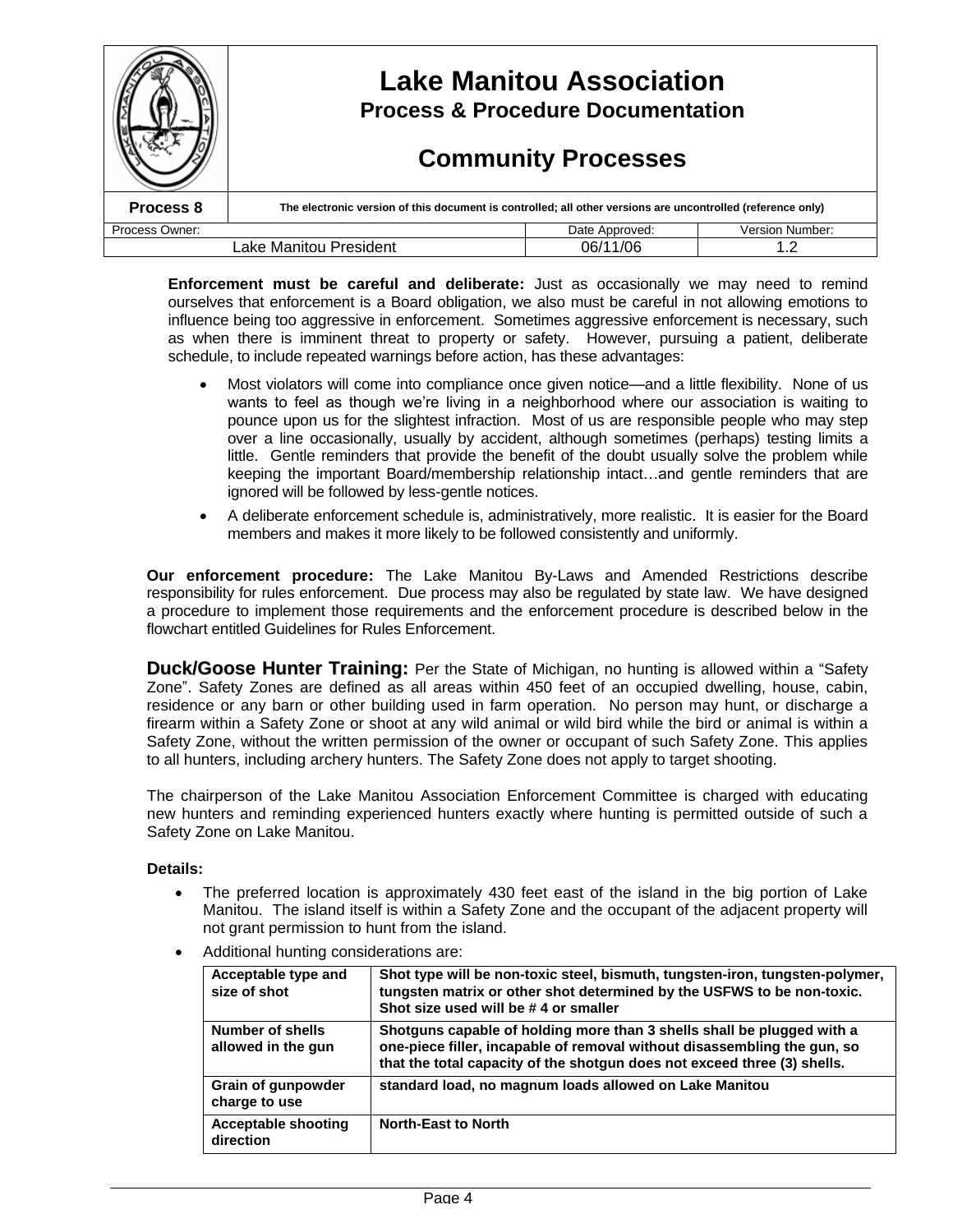**Enforcement must be careful and deliberate:** Just as occasionally we may need to remind ourselves that enforcement is a Board obligation, we also must be careful in not allowing emotions to influence being too aggressive in enforcement. Sometimes aggressive enforcement is necessary, such as when there is imminent threat to property or safety. However, pursuing a patient, deliberate schedule, to include repeated warnings before action, has these advantages:

- Most violators will come into compliance once given notice—and a little flexibility. None of us wants to feel as though we're living in a neighborhood where our association is waiting to pounce upon us for the slightest infraction. Most of us are responsible people who may step over a line occasionally, usually by accident, although sometimes (perhaps) testing limits a little. Gentle reminders that provide the benefit of the doubt usually solve the problem while keeping the important Board/membership relationship intact…and gentle reminders that are ignored will be followed by less-gentle notices.
- A deliberate enforcement schedule is, administratively, more realistic. It is easier for the Board members and makes it more likely to be followed consistently and uniformly.

**Our enforcement procedure:** The Lake Manitou By-Laws and Amended Restrictions describe responsibility for rules enforcement. Due process may also be regulated by state law. We have designed a procedure to implement those requirements and the enforcement procedure is described below in the flowchart entitled Guidelines for Rules Enforcement.

**Duck/Goose Hunter Training:** Per the State of Michigan, no hunting is allowed within a "Safety Zone". Safety Zones are defined as all areas within 450 feet of an occupied dwelling, house, cabin, residence or any barn or other building used in farm operation. No person may hunt, or discharge a firearm within a Safety Zone or shoot at any wild animal or wild bird while the bird or animal is within a Safety Zone, without the written permission of the owner or occupant of such Safety Zone. This applies to all hunters, including archery hunters. The Safety Zone does not apply to target shooting.

The chairperson of the Lake Manitou Association Enforcement Committee is charged with educating new hunters and reminding experienced hunters exactly where hunting is permitted outside of such a Safety Zone on Lake Manitou.

**Details:**

- The preferred location is approximately 430 feet east of the island in the big portion of Lake Manitou. The island itself is within a Safety Zone and the occupant of the adjacent property will not grant permission to hunt from the island.
- Additional hunting considerations are:

| | |
|---|---|
| **Acceptable type and size of shot** | **Shot type will be non-toxic steel, bismuth, tungsten-iron, tungsten-polymer, tungsten matrix or other shot determined by the USFWS to be non-toxic. Shot size used will be # 4 or smaller** |
| **Number of shells allowed in the gun** | **Shotguns capable of holding more than 3 shells shall be plugged with a one-piece filler, incapable of removal without disassembling the gun, so that the total capacity of the shotgun does not exceed three (3) shells.** |
| **Grain of gunpowder charge to use** | **standard load, no magnum loads allowed on Lake Manitou** |
| **Acceptable shooting direction** | **North-East to North** |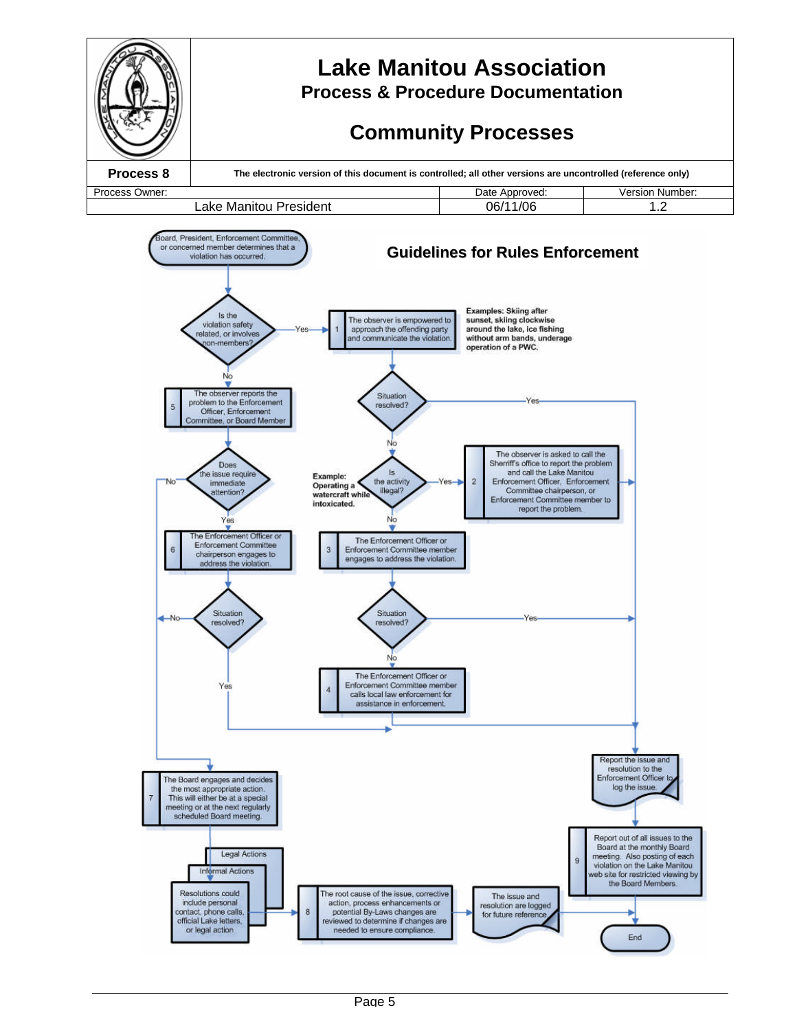# Lake Manitou Association

## Process & Procedure Documentation

## Community Processes

| Process 8 | The electronic version of this document is controlled; all other versions are uncontrolled (reference only) | |
|---|---|---|
| Process Owner: | Date Approved: | Version Number: |
| Lake Manitou President | 06/11/06 | 1.2 |

## Guidelines for Rules Enforcement

Board, President, Enforcement Committee, or concerned member determines that a violation has occurred.

Is the violation safety related, or involves non-members?

Yes

No

1 The observer is empowered to approach the offending party and communicate the violation.

Examples: Skiing after sunset, skiing clockwise around the lake, ice fishing without arm bands, underage operation of a PWC.

Situation resolved?

Yes

No

5 The observer reports the problem to the Enforcement Officer, Enforcement Committee, or Board Member

Does the issue require immediate attention?

No

Yes

Example: Operating a watercraft while intoxicated.

Is the activity illegal?

Yes

No

2 The observer is asked to call the Sherriff's office to report the problem and call the Lake Manitou Enforcement Officer, Enforcement Committee chairperson, or Enforcement Committee member to report the problem.

6 The Enforcement Officer or Enforcement Committee chairperson engages to address the violation.

3 The Enforcement Officer or Enforcement Committee member engages to address the violation.

Situation resolved?

No

Yes

Situation resolved?

Yes

No

4 The Enforcement Officer or Enforcement Committee member calls local law enforcement for assistance in enforcement.

Report the issue and resolution to the Enforcement Officer to log the issue.

7 The Board engages and decides the most appropriate action. This will either be at a special meeting or at the next regularly scheduled Board meeting.

Legal Actions

Informal Actions

Resolutions could include personal contact, phone calls, official Lake letters, or legal action

8 The root cause of the issue, corrective action, process enhancements or potential By-Laws changes are reviewed to determine if changes are needed to ensure compliance.

The issue and resolution are logged for future reference.

9 Report out of all issues to the Board at the monthly Board meeting. Also posting of each violation on the Lake Manitou web site for restricted viewing by the Board Members.

End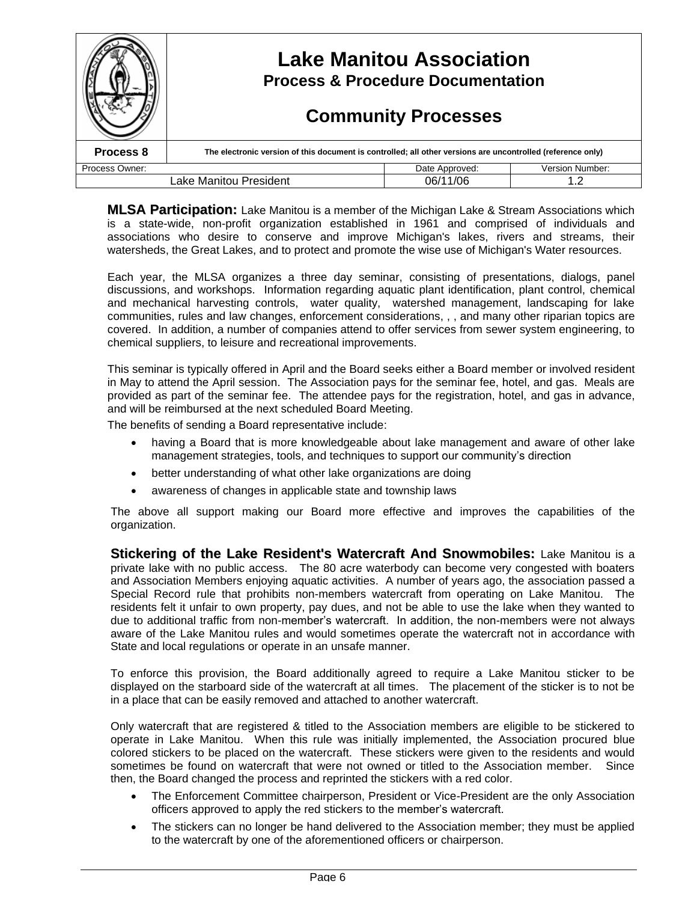**MLSA Participation:** Lake Manitou is a member of the Michigan Lake & Stream Associations which is a state-wide, non-profit organization established in 1961 and comprised of individuals and associations who desire to conserve and improve Michigan's lakes, rivers and streams, their watersheds, the Great Lakes, and to protect and promote the wise use of Michigan's Water resources.

Each year, the MLSA organizes a three day seminar, consisting of presentations, dialogs, panel discussions, and workshops. Information regarding aquatic plant identification, plant control, chemical and mechanical harvesting controls, water quality, watershed management, landscaping for lake communities, rules and law changes, enforcement considerations, , , and many other riparian topics are covered. In addition, a number of companies attend to offer services from sewer system engineering, to chemical suppliers, to leisure and recreational improvements.

This seminar is typically offered in April and the Board seeks either a Board member or involved resident in May to attend the April session. The Association pays for the seminar fee, hotel, and gas. Meals are provided as part of the seminar fee. The attendee pays for the registration, hotel, and gas in advance, and will be reimbursed at the next scheduled Board Meeting.

The benefits of sending a Board representative include:

- having a Board that is more knowledgeable about lake management and aware of other lake management strategies, tools, and techniques to support our community's direction
- better understanding of what other lake organizations are doing
- awareness of changes in applicable state and township laws

The above all support making our Board more effective and improves the capabilities of the organization.

**Stickering of the Lake Resident's Watercraft And Snowmobiles:** Lake Manitou is a private lake with no public access. The 80 acre waterbody can become very congested with boaters and Association Members enjoying aquatic activities. A number of years ago, the association passed a Special Record rule that prohibits non-members watercraft from operating on Lake Manitou. The residents felt it unfair to own property, pay dues, and not be able to use the lake when they wanted to due to additional traffic from non-member's watercraft. In addition, the non-members were not always aware of the Lake Manitou rules and would sometimes operate the watercraft not in accordance with State and local regulations or operate in an unsafe manner.

To enforce this provision, the Board additionally agreed to require a Lake Manitou sticker to be displayed on the starboard side of the watercraft at all times. The placement of the sticker is to not be in a place that can be easily removed and attached to another watercraft.

Only watercraft that are registered & titled to the Association members are eligible to be stickered to operate in Lake Manitou. When this rule was initially implemented, the Association procured blue colored stickers to be placed on the watercraft. These stickers were given to the residents and would sometimes be found on watercraft that were not owned or titled to the Association member. Since then, the Board changed the process and reprinted the stickers with a red color.

- The Enforcement Committee chairperson, President or Vice-President are the only Association officers approved to apply the red stickers to the member's watercraft.
- The stickers can no longer be hand delivered to the Association member; they must be applied to the watercraft by one of the aforementioned officers or chairperson.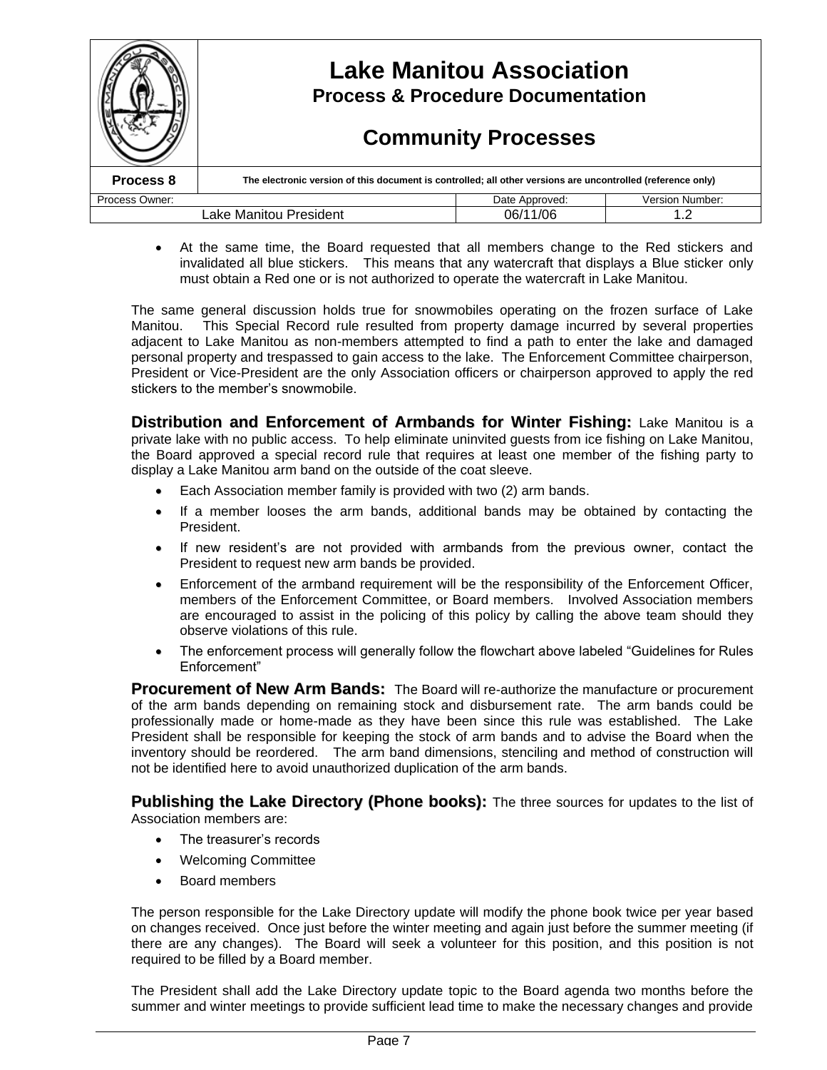- At the same time, the Board requested that all members change to the Red stickers and invalidated all blue stickers. This means that any watercraft that displays a Blue sticker only must obtain a Red one or is not authorized to operate the watercraft in Lake Manitou.

The same general discussion holds true for snowmobiles operating on the frozen surface of Lake Manitou. This Special Record rule resulted from property damage incurred by several properties adjacent to Lake Manitou as non-members attempted to find a path to enter the lake and damaged personal property and trespassed to gain access to the lake. The Enforcement Committee chairperson, President or Vice-President are the only Association officers or chairperson approved to apply the red stickers to the member's snowmobile.

**Distribution and Enforcement of Armbands for Winter Fishing:** Lake Manitou is a private lake with no public access. To help eliminate uninvited guests from ice fishing on Lake Manitou, the Board approved a special record rule that requires at least one member of the fishing party to display a Lake Manitou arm band on the outside of the coat sleeve.

- Each Association member family is provided with two (2) arm bands.
- If a member looses the arm bands, additional bands may be obtained by contacting the President.
- If new resident's are not provided with armbands from the previous owner, contact the President to request new arm bands be provided.
- Enforcement of the armband requirement will be the responsibility of the Enforcement Officer, members of the Enforcement Committee, or Board members. Involved Association members are encouraged to assist in the policing of this policy by calling the above team should they observe violations of this rule.
- The enforcement process will generally follow the flowchart above labeled "Guidelines for Rules Enforcement"

**Procurement of New Arm Bands:** The Board will re-authorize the manufacture or procurement of the arm bands depending on remaining stock and disbursement rate. The arm bands could be professionally made or home-made as they have been since this rule was established. The Lake President shall be responsible for keeping the stock of arm bands and to advise the Board when the inventory should be reordered. The arm band dimensions, stenciling and method of construction will not be identified here to avoid unauthorized duplication of the arm bands.

**Publishing the Lake Directory (Phone books):** The three sources for updates to the list of Association members are:

- The treasurer's records
- Welcoming Committee
- Board members

The person responsible for the Lake Directory update will modify the phone book twice per year based on changes received. Once just before the winter meeting and again just before the summer meeting (if there are any changes). The Board will seek a volunteer for this position, and this position is not required to be filled by a Board member.

The President shall add the Lake Directory update topic to the Board agenda two months before the summer and winter meetings to provide sufficient lead time to make the necessary changes and provide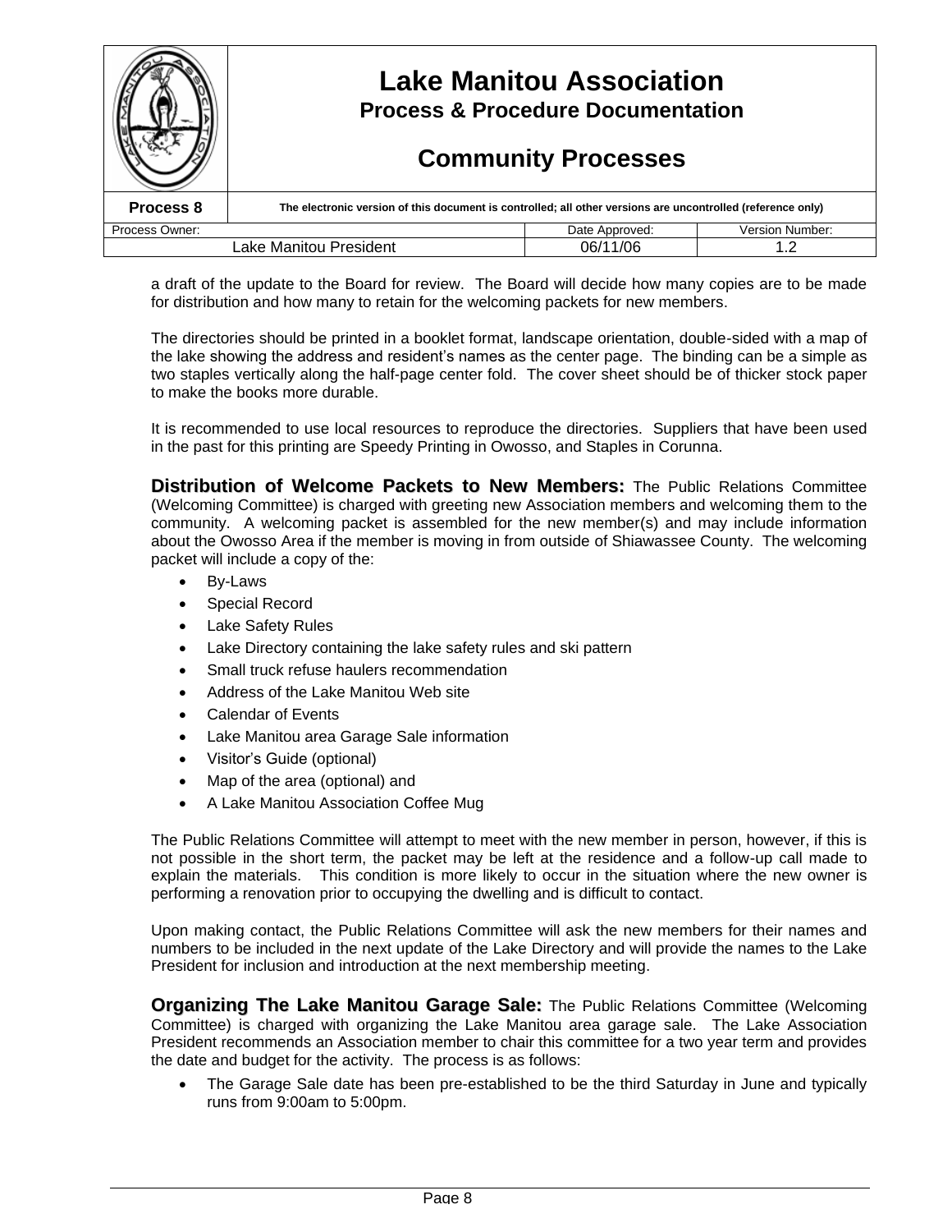a draft of the update to the Board for review. The Board will decide how many copies are to be made for distribution and how many to retain for the welcoming packets for new members.

The directories should be printed in a booklet format, landscape orientation, double-sided with a map of the lake showing the address and resident's names as the center page. The binding can be a simple as two staples vertically along the half-page center fold. The cover sheet should be of thicker stock paper to make the books more durable.

It is recommended to use local resources to reproduce the directories. Suppliers that have been used in the past for this printing are Speedy Printing in Owosso, and Staples in Corunna.

**Distribution of Welcome Packets to New Members:** The Public Relations Committee (Welcoming Committee) is charged with greeting new Association members and welcoming them to the community. A welcoming packet is assembled for the new member(s) and may include information about the Owosso Area if the member is moving in from outside of Shiawassee County. The welcoming packet will include a copy of the:

- By-Laws
- Special Record
- Lake Safety Rules
- Lake Directory containing the lake safety rules and ski pattern
- Small truck refuse haulers recommendation
- Address of the Lake Manitou Web site
- Calendar of Events
- Lake Manitou area Garage Sale information
- Visitor's Guide (optional)
- Map of the area (optional) and
- A Lake Manitou Association Coffee Mug

The Public Relations Committee will attempt to meet with the new member in person, however, if this is not possible in the short term, the packet may be left at the residence and a follow-up call made to explain the materials. This condition is more likely to occur in the situation where the new owner is performing a renovation prior to occupying the dwelling and is difficult to contact.

Upon making contact, the Public Relations Committee will ask the new members for their names and numbers to be included in the next update of the Lake Directory and will provide the names to the Lake President for inclusion and introduction at the next membership meeting.

**Organizing The Lake Manitou Garage Sale:** The Public Relations Committee (Welcoming Committee) is charged with organizing the Lake Manitou area garage sale. The Lake Association President recommends an Association member to chair this committee for a two year term and provides the date and budget for the activity. The process is as follows:

- The Garage Sale date has been pre-established to be the third Saturday in June and typically runs from 9:00am to 5:00pm.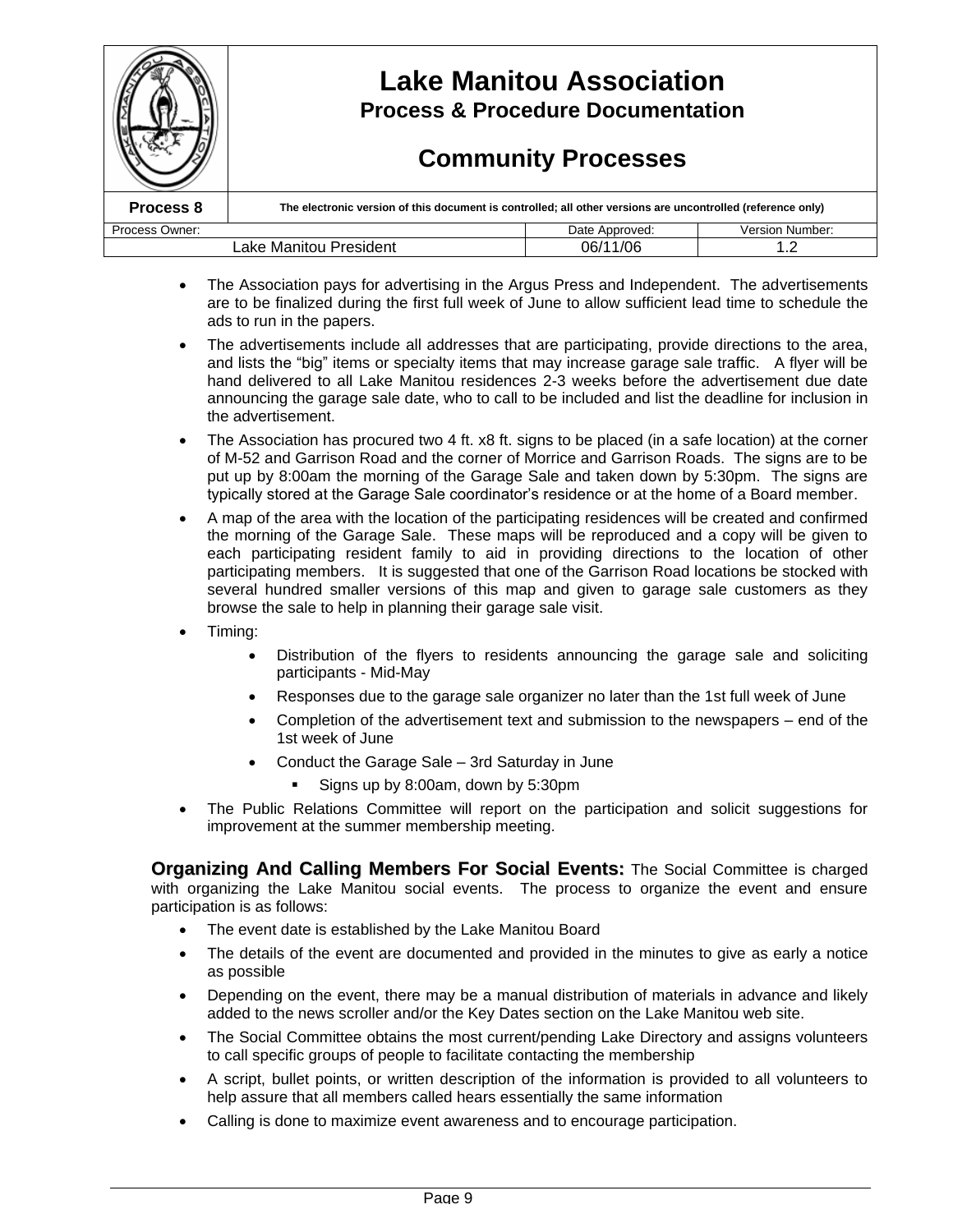- The Association pays for advertising in the Argus Press and Independent. The advertisements are to be finalized during the first full week of June to allow sufficient lead time to schedule the ads to run in the papers.
- The advertisements include all addresses that are participating, provide directions to the area, and lists the "big" items or specialty items that may increase garage sale traffic. A flyer will be hand delivered to all Lake Manitou residences 2-3 weeks before the advertisement due date announcing the garage sale date, who to call to be included and list the deadline for inclusion in the advertisement.
- The Association has procured two 4 ft. x8 ft. signs to be placed (in a safe location) at the corner of M-52 and Garrison Road and the corner of Morrice and Garrison Roads. The signs are to be put up by 8:00am the morning of the Garage Sale and taken down by 5:30pm. The signs are typically stored at the Garage Sale coordinator's residence or at the home of a Board member.
- A map of the area with the location of the participating residences will be created and confirmed the morning of the Garage Sale. These maps will be reproduced and a copy will be given to each participating resident family to aid in providing directions to the location of other participating members. It is suggested that one of the Garrison Road locations be stocked with several hundred smaller versions of this map and given to garage sale customers as they browse the sale to help in planning their garage sale visit.
- Timing:
  - Distribution of the flyers to residents announcing the garage sale and soliciting participants - Mid-May
  - Responses due to the garage sale organizer no later than the 1st full week of June
  - Completion of the advertisement text and submission to the newspapers – end of the 1st week of June
  - Conduct the Garage Sale – 3rd Saturday in June
    - Signs up by 8:00am, down by 5:30pm
- The Public Relations Committee will report on the participation and solicit suggestions for improvement at the summer membership meeting.

**Organizing And Calling Members For Social Events:** The Social Committee is charged with organizing the Lake Manitou social events. The process to organize the event and ensure participation is as follows:

- The event date is established by the Lake Manitou Board
- The details of the event are documented and provided in the minutes to give as early a notice as possible
- Depending on the event, there may be a manual distribution of materials in advance and likely added to the news scroller and/or the Key Dates section on the Lake Manitou web site.
- The Social Committee obtains the most current/pending Lake Directory and assigns volunteers to call specific groups of people to facilitate contacting the membership
- A script, bullet points, or written description of the information is provided to all volunteers to help assure that all members called hears essentially the same information
- Calling is done to maximize event awareness and to encourage participation.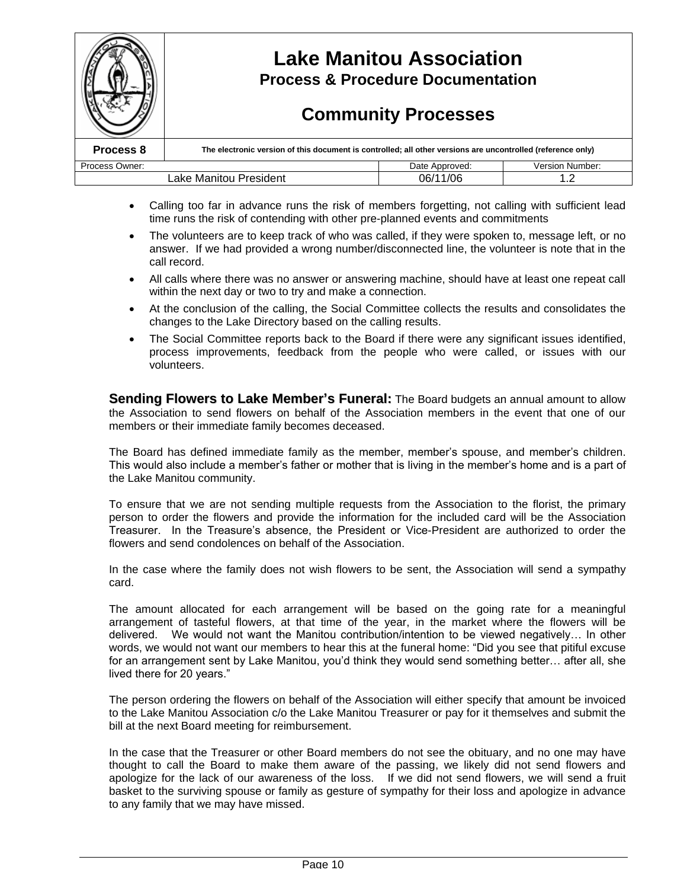- Calling too far in advance runs the risk of members forgetting, not calling with sufficient lead time runs the risk of contending with other pre-planned events and commitments
- The volunteers are to keep track of who was called, if they were spoken to, message left, or no answer. If we had provided a wrong number/disconnected line, the volunteer is note that in the call record.
- All calls where there was no answer or answering machine, should have at least one repeat call within the next day or two to try and make a connection.
- At the conclusion of the calling, the Social Committee collects the results and consolidates the changes to the Lake Directory based on the calling results.
- The Social Committee reports back to the Board if there were any significant issues identified, process improvements, feedback from the people who were called, or issues with our volunteers.

**Sending Flowers to Lake Member's Funeral:** The Board budgets an annual amount to allow the Association to send flowers on behalf of the Association members in the event that one of our members or their immediate family becomes deceased.

The Board has defined immediate family as the member, member's spouse, and member's children. This would also include a member's father or mother that is living in the member's home and is a part of the Lake Manitou community.

To ensure that we are not sending multiple requests from the Association to the florist, the primary person to order the flowers and provide the information for the included card will be the Association Treasurer. In the Treasure's absence, the President or Vice-President are authorized to order the flowers and send condolences on behalf of the Association.

In the case where the family does not wish flowers to be sent, the Association will send a sympathy card.

The amount allocated for each arrangement will be based on the going rate for a meaningful arrangement of tasteful flowers, at that time of the year, in the market where the flowers will be delivered. We would not want the Manitou contribution/intention to be viewed negatively… In other words, we would not want our members to hear this at the funeral home: "Did you see that pitiful excuse for an arrangement sent by Lake Manitou, you'd think they would send something better… after all, she lived there for 20 years."

The person ordering the flowers on behalf of the Association will either specify that amount be invoiced to the Lake Manitou Association c/o the Lake Manitou Treasurer or pay for it themselves and submit the bill at the next Board meeting for reimbursement.

In the case that the Treasurer or other Board members do not see the obituary, and no one may have thought to call the Board to make them aware of the passing, we likely did not send flowers and apologize for the lack of our awareness of the loss. If we did not send flowers, we will send a fruit basket to the surviving spouse or family as gesture of sympathy for their loss and apologize in advance to any family that we may have missed.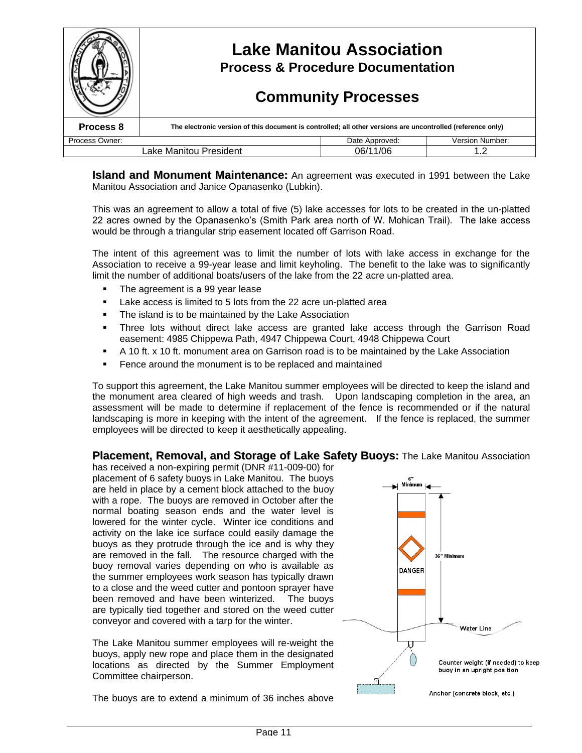| | **Lake Manitou Association** **Process & Procedure Documentation** **Community Processes** | | |
|---|---|---|---|
| **Process 8** | **The electronic version of this document is controlled; all other versions are uncontrolled (reference only)** | | |
| Process Owner: | | Date Approved: | Version Number: |
| Lake Manitou President | | 06/11/06 | 1.2 |

**Island and Monument Maintenance:** An agreement was executed in 1991 between the Lake Manitou Association and Janice Opanasenko (Lubkin).

This was an agreement to allow a total of five (5) lake accesses for lots to be created in the un-platted 22 acres owned by the Opanasenko's (Smith Park area north of W. Mohican Trail). The lake access would be through a triangular strip easement located off Garrison Road.

The intent of this agreement was to limit the number of lots with lake access in exchange for the Association to receive a 99-year lease and limit keyholing. The benefit to the lake was to significantly limit the number of additional boats/users of the lake from the 22 acre un-platted area.

- The agreement is a 99 year lease
- Lake access is limited to 5 lots from the 22 acre un-platted area
- The island is to be maintained by the Lake Association
- Three lots without direct lake access are granted lake access through the Garrison Road easement: 4985 Chippewa Path, 4947 Chippewa Court, 4948 Chippewa Court
- A 10 ft. x 10 ft. monument area on Garrison road is to be maintained by the Lake Association
- Fence around the monument is to be replaced and maintained

To support this agreement, the Lake Manitou summer employees will be directed to keep the island and the monument area cleared of high weeds and trash. Upon landscaping completion in the area, an assessment will be made to determine if replacement of the fence is recommended or if the natural landscaping is more in keeping with the intent of the agreement. If the fence is replaced, the summer employees will be directed to keep it aesthetically appealing.

**Placement, Removal, and Storage of Lake Safety Buoys:** The Lake Manitou Association has received a non-expiring permit (DNR #11-009-00) for placement of 6 safety buoys in Lake Manitou. The buoys are held in place by a cement block attached to the buoy with a rope. The buoys are removed in October after the normal boating season ends and the water level is lowered for the winter cycle. Winter ice conditions and activity on the lake ice surface could easily damage the buoys as they protrude through the ice and is why they are removed in the fall. The resource charged with the buoy removal varies depending on who is available as the summer employees work season has typically drawn to a close and the weed cutter and pontoon sprayer have been removed and have been winterized. The buoys are typically tied together and stored on the weed cutter conveyor and covered with a tarp for the winter.

6" Minimum
36" Minimum
DANGER
Water Line
Counter weight (if needed) to keep buoy in an upright position
Anchor (concrete block, etc.)

The Lake Manitou summer employees will re-weight the buoys, apply new rope and place them in the designated locations as directed by the Summer Employment Committee chairperson.

The buoys are to extend a minimum of 36 inches above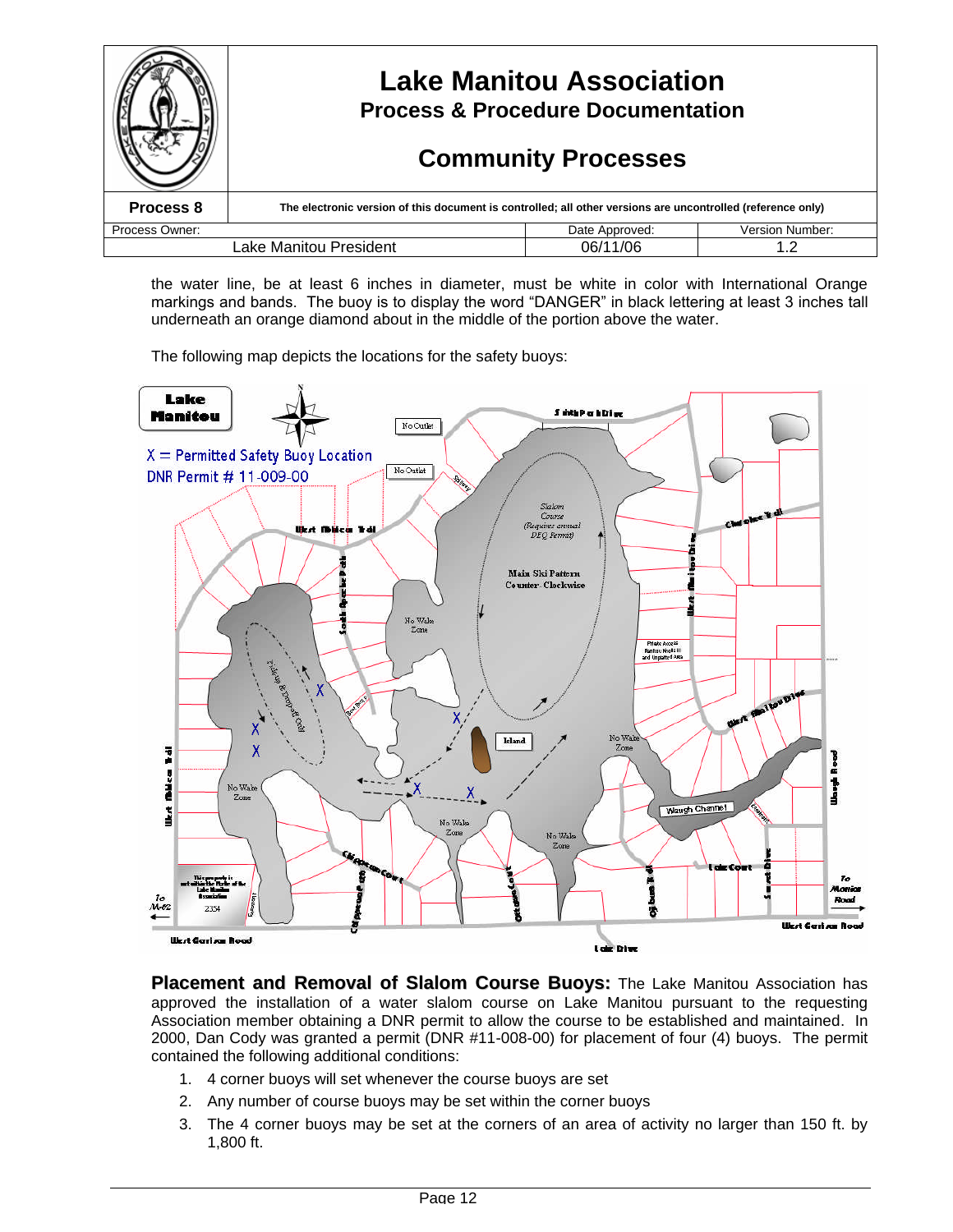the water line, be at least 6 inches in diameter, must be white in color with International Orange markings and bands. The buoy is to display the word "DANGER" in black lettering at least 3 inches tall underneath an orange diamond about in the middle of the portion above the water.

The following map depicts the locations for the safety buoys:

Lake Manitou

X = Permitted Safety Buoy Location

DNR Permit # 11-009-00

Slalom Course (Requires annual DEQ Permit)

Main Ski Pattern Counter-Clockwise

No Wake Zone

Island

Waugh Channel

**Placement and Removal of Slalom Course Buoys:** The Lake Manitou Association has approved the installation of a water slalom course on Lake Manitou pursuant to the requesting Association member obtaining a DNR permit to allow the course to be established and maintained. In 2000, Dan Cody was granted a permit (DNR #11-008-00) for placement of four (4) buoys. The permit contained the following additional conditions:

1. 4 corner buoys will set whenever the course buoys are set
2. Any number of course buoys may be set within the corner buoys
3. The 4 corner buoys may be set at the corners of an area of activity no larger than 150 ft. by 1,800 ft.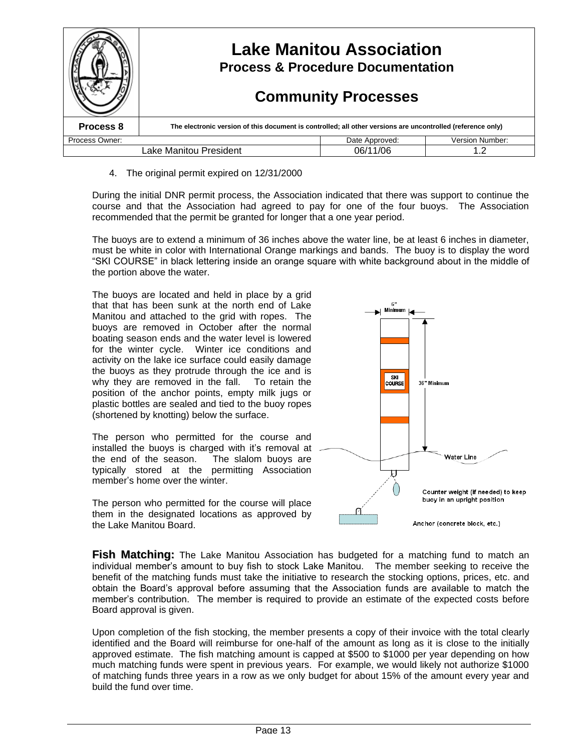4. The original permit expired on 12/31/2000

During the initial DNR permit process, the Association indicated that there was support to continue the course and that the Association had agreed to pay for one of the four buoys. The Association recommended that the permit be granted for longer that a one year period.

The buoys are to extend a minimum of 36 inches above the water line, be at least 6 inches in diameter, must be white in color with International Orange markings and bands. The buoy is to display the word "SKI COURSE" in black lettering inside an orange square with white background about in the middle of the portion above the water.

The buoys are located and held in place by a grid that that has been sunk at the north end of Lake Manitou and attached to the grid with ropes. The buoys are removed in October after the normal boating season ends and the water level is lowered for the winter cycle. Winter ice conditions and activity on the lake ice surface could easily damage the buoys as they protrude through the ice and is why they are removed in the fall. To retain the position of the anchor points, empty milk jugs or plastic bottles are sealed and tied to the buoy ropes (shortened by knotting) below the surface.

The person who permitted for the course and installed the buoys is charged with it's removal at the end of the season. The slalom buoys are typically stored at the permitting Association member's home over the winter.

The person who permitted for the course will place them in the designated locations as approved by the Lake Manitou Board.

6" Minimum

SKI COURSE

36" Minimum

Water Line

Counter weight (if needed) to keep buoy in an upright position

Anchor (concrete block, etc.)

**Fish Matching:** The Lake Manitou Association has budgeted for a matching fund to match an individual member's amount to buy fish to stock Lake Manitou. The member seeking to receive the benefit of the matching funds must take the initiative to research the stocking options, prices, etc. and obtain the Board's approval before assuming that the Association funds are available to match the member's contribution. The member is required to provide an estimate of the expected costs before Board approval is given.

Upon completion of the fish stocking, the member presents a copy of their invoice with the total clearly identified and the Board will reimburse for one-half of the amount as long as it is close to the initially approved estimate. The fish matching amount is capped at $500 to $1000 per year depending on how much matching funds were spent in previous years. For example, we would likely not authorize $1000 of matching funds three years in a row as we only budget for about 15% of the amount every year and build the fund over time.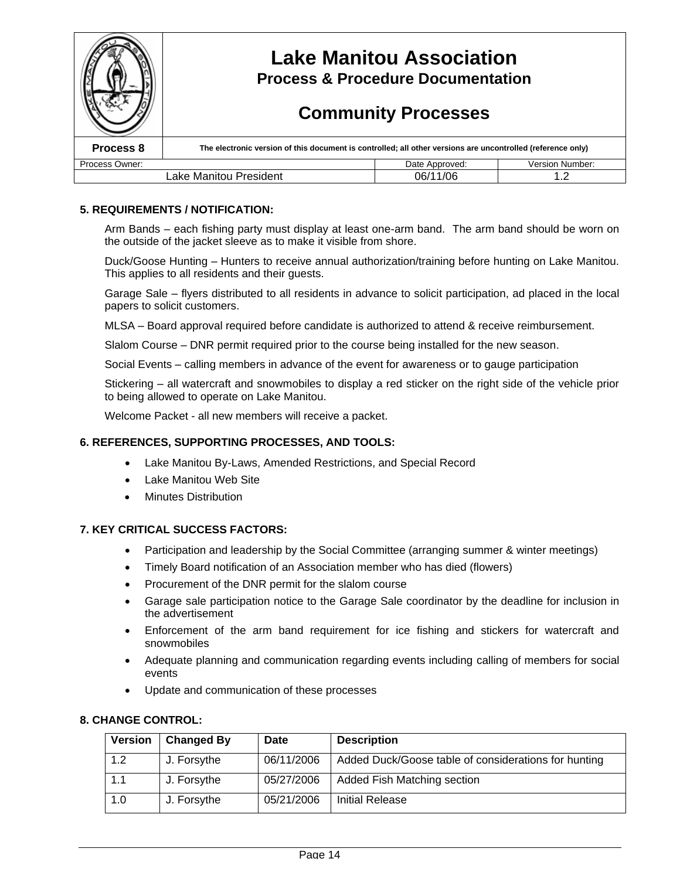| | Lake Manitou Association<br>Process & Procedure Documentation<br><br>Community Processes | | |
|---|---|---|---|
| **Process 8** | The electronic version of this document is controlled; all other versions are uncontrolled (reference only) | | |
| Process Owner: | | Date Approved: | Version Number: |
| Lake Manitou President | | 06/11/06 | 1.2 |

**5. REQUIREMENTS / NOTIFICATION:**

Arm Bands – each fishing party must display at least one-arm band. The arm band should be worn on the outside of the jacket sleeve as to make it visible from shore.

Duck/Goose Hunting – Hunters to receive annual authorization/training before hunting on Lake Manitou. This applies to all residents and their guests.

Garage Sale – flyers distributed to all residents in advance to solicit participation, ad placed in the local papers to solicit customers.

MLSA – Board approval required before candidate is authorized to attend & receive reimbursement.

Slalom Course – DNR permit required prior to the course being installed for the new season.

Social Events – calling members in advance of the event for awareness or to gauge participation

Stickering – all watercraft and snowmobiles to display a red sticker on the right side of the vehicle prior to being allowed to operate on Lake Manitou.

Welcome Packet - all new members will receive a packet.

**6. REFERENCES, SUPPORTING PROCESSES, AND TOOLS:**

- Lake Manitou By-Laws, Amended Restrictions, and Special Record
- Lake Manitou Web Site
- Minutes Distribution

**7. KEY CRITICAL SUCCESS FACTORS:**

- Participation and leadership by the Social Committee (arranging summer & winter meetings)
- Timely Board notification of an Association member who has died (flowers)
- Procurement of the DNR permit for the slalom course
- Garage sale participation notice to the Garage Sale coordinator by the deadline for inclusion in the advertisement
- Enforcement of the arm band requirement for ice fishing and stickers for watercraft and snowmobiles
- Adequate planning and communication regarding events including calling of members for social events
- Update and communication of these processes

**8. CHANGE CONTROL:**

| Version | Changed By | Date | Description |
|---|---|---|---|
| 1.2 | J. Forsythe | 06/11/2006 | Added Duck/Goose table of considerations for hunting |
| 1.1 | J. Forsythe | 05/27/2006 | Added Fish Matching section |
| 1.0 | J. Forsythe | 05/21/2006 | Initial Release |